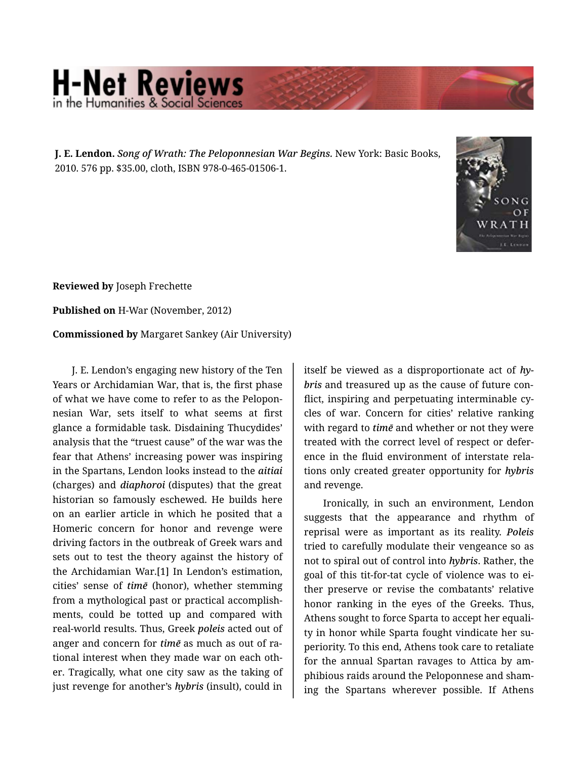**J. E. Lendon.** *Song of Wrath: The Peloponnesian War Begins.* New York: Basic Books, 2010. 576 pp. $35.00, cloth, ISBN 978-0-465-01506-1.

**Reviewed by** Joseph Frechette

**Published on** H-War (November, 2012)

**Commissioned by** Margaret Sankey (Air University)

J. E. Lendon's engaging new history of the Ten Years or Archidamian War, that is, the first phase of what we have come to refer to as the Peloponnesian War, sets itself to what seems at first glance a formidable task. Disdaining Thucydides' analysis that the "truest cause" of the war was the fear that Athens' increasing power was inspiring in the Spartans, Lendon looks instead to the ***aitiai*** (charges) and ***diaphoroi*** (disputes) that the great historian so famously eschewed. He builds here on an earlier article in which he posited that a Homeric concern for honor and revenge were driving factors in the outbreak of Greek wars and sets out to test the theory against the history of the Archidamian War.[1] In Lendon's estimation, cities' sense of ***timē*** (honor), whether stemming from a mythological past or practical accomplishments, could be totted up and compared with real-world results. Thus, Greek ***poleis*** acted out of anger and concern for ***timē*** as much as out of rational interest when they made war on each other. Tragically, what one city saw as the taking of just revenge for another's ***hybris*** (insult), could in itself be viewed as a disproportionate act of ***hybris*** and treasured up as the cause of future conflict, inspiring and perpetuating interminable cycles of war. Concern for cities' relative ranking with regard to ***timē*** and whether or not they were treated with the correct level of respect or deference in the fluid environment of interstate relations only created greater opportunity for ***hybris*** and revenge.

Ironically, in such an environment, Lendon suggests that the appearance and rhythm of reprisal were as important as its reality. ***Poleis*** tried to carefully modulate their vengeance so as not to spiral out of control into ***hybris***. Rather, the goal of this tit-for-tat cycle of violence was to either preserve or revise the combatants' relative honor ranking in the eyes of the Greeks. Thus, Athens sought to force Sparta to accept her equality in honor while Sparta fought vindicate her superiority. To this end, Athens took care to retaliate for the annual Spartan ravages to Attica by amphibious raids around the Peloponnese and shaming the Spartans wherever possible. If Athens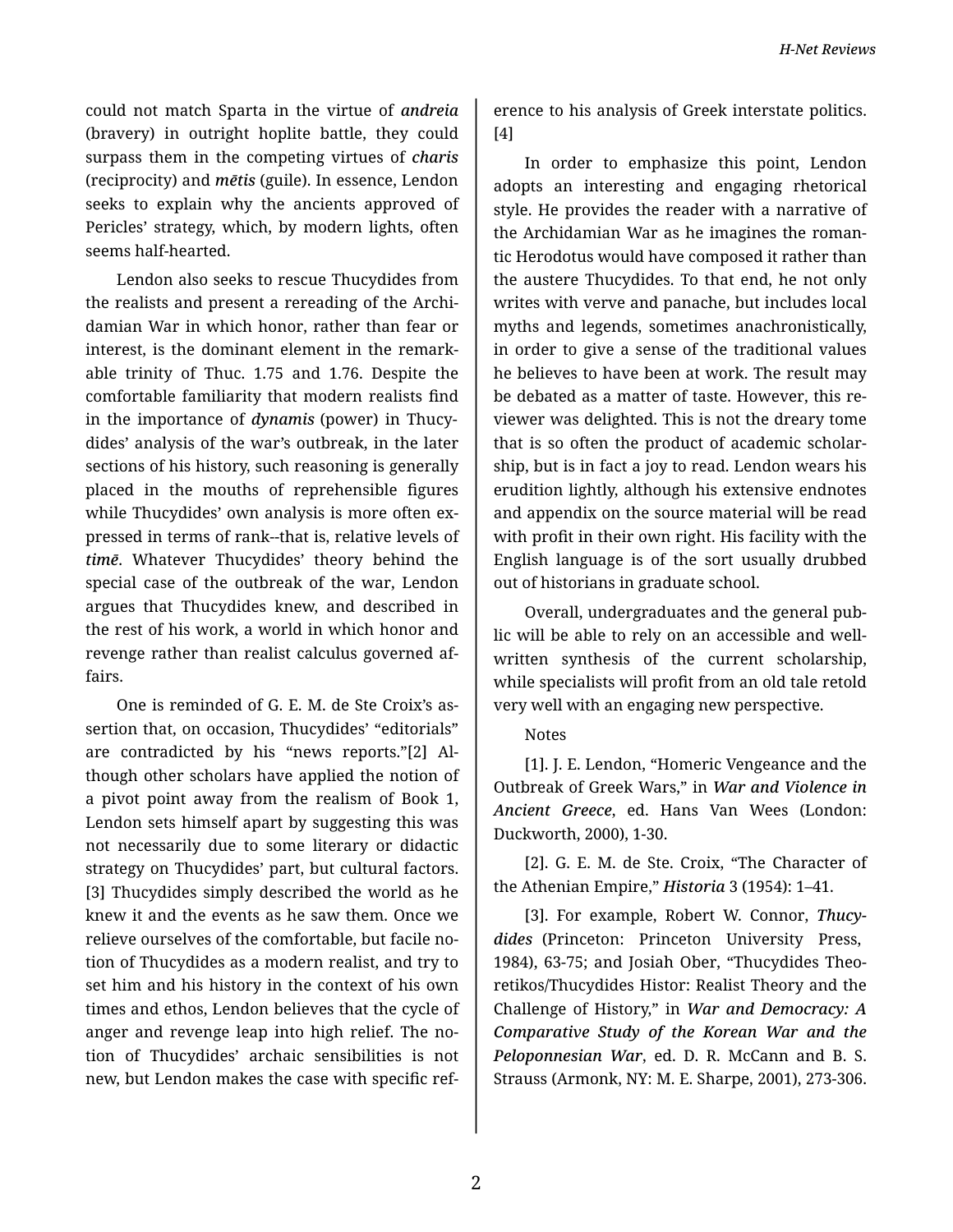could not match Sparta in the virtue of *andreia* (bravery) in outright hoplite battle, they could surpass them in the competing virtues of *charis* (reciprocity) and *mētis* (guile). In essence, Lendon seeks to explain why the ancients approved of Pericles' strategy, which, by modern lights, often seems half-hearted.

Lendon also seeks to rescue Thucydides from the realists and present a rereading of the Archidamian War in which honor, rather than fear or interest, is the dominant element in the remarkable trinity of Thuc. 1.75 and 1.76. Despite the comfortable familiarity that modern realists find in the importance of *dynamis* (power) in Thucydides' analysis of the war's outbreak, in the later sections of his history, such reasoning is generally placed in the mouths of reprehensible figures while Thucydides' own analysis is more often expressed in terms of rank--that is, relative levels of *timē*. Whatever Thucydides' theory behind the special case of the outbreak of the war, Lendon argues that Thucydides knew, and described in the rest of his work, a world in which honor and revenge rather than realist calculus governed affairs.

One is reminded of G. E. M. de Ste Croix's assertion that, on occasion, Thucydides' "editorials" are contradicted by his "news reports."[2] Although other scholars have applied the notion of a pivot point away from the realism of Book 1, Lendon sets himself apart by suggesting this was not necessarily due to some literary or didactic strategy on Thucydides' part, but cultural factors.[3] Thucydides simply described the world as he knew it and the events as he saw them. Once we relieve ourselves of the comfortable, but facile notion of Thucydides as a modern realist, and try to set him and his history in the context of his own times and ethos, Lendon believes that the cycle of anger and revenge leap into high relief. The notion of Thucydides' archaic sensibilities is not new, but Lendon makes the case with specific reference to his analysis of Greek interstate politics.[4]

In order to emphasize this point, Lendon adopts an interesting and engaging rhetorical style. He provides the reader with a narrative of the Archidamian War as he imagines the romantic Herodotus would have composed it rather than the austere Thucydides. To that end, he not only writes with verve and panache, but includes local myths and legends, sometimes anachronistically, in order to give a sense of the traditional values he believes to have been at work. The result may be debated as a matter of taste. However, this reviewer was delighted. This is not the dreary tome that is so often the product of academic scholarship, but is in fact a joy to read. Lendon wears his erudition lightly, although his extensive endnotes and appendix on the source material will be read with profit in their own right. His facility with the English language is of the sort usually drubbed out of historians in graduate school.

Overall, undergraduates and the general public will be able to rely on an accessible and well-written synthesis of the current scholarship, while specialists will profit from an old tale retold very well with an engaging new perspective.

Notes

[1]. J. E. Lendon, "Homeric Vengeance and the Outbreak of Greek Wars," in ***War and Violence in Ancient Greece***, ed. Hans Van Wees (London: Duckworth, 2000), 1-30.

[2]. G. E. M. de Ste. Croix, "The Character of the Athenian Empire," ***Historia*** 3 (1954): 1–41.

[3]. For example, Robert W. Connor, ***Thucydides*** (Princeton: Princeton University Press, 1984), 63-75; and Josiah Ober, "Thucydides Theoretikos/Thucydides Histor: Realist Theory and the Challenge of History," in ***War and Democracy: A Comparative Study of the Korean War and the Peloponnesian War***, ed. D. R. McCann and B. S. Strauss (Armonk, NY: M. E. Sharpe, 2001), 273-306.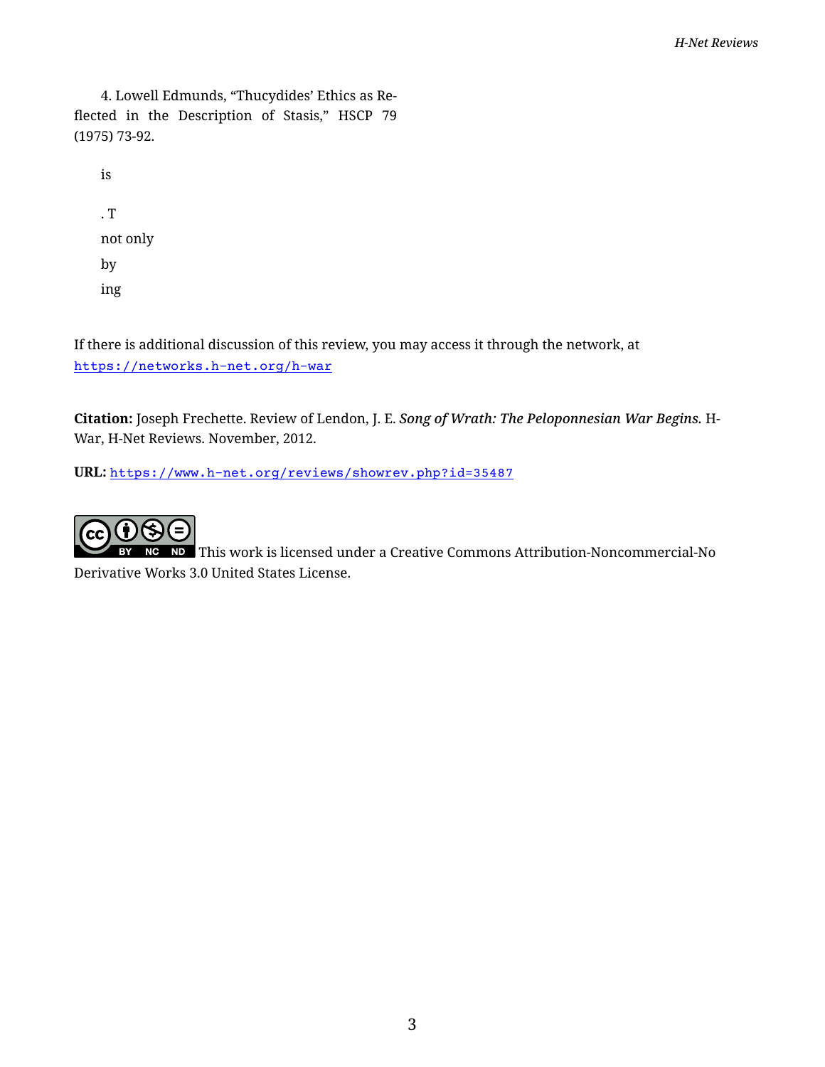4. Lowell Edmunds, "Thucydides' Ethics as Reflected in the Description of Stasis," HSCP 79 (1975) 73-92.

is

. T

not only

by

ing

If there is additional discussion of this review, you may access it through the network, at https://networks.h-net.org/h-war

**Citation:** Joseph Frechette. Review of Lendon, J. E. *Song of Wrath: The Peloponnesian War Begins.* H-War, H-Net Reviews. November, 2012.

**URL:** https://www.h-net.org/reviews/showrev.php?id=35487

This work is licensed under a Creative Commons Attribution-Noncommercial-No Derivative Works 3.0 United States License.